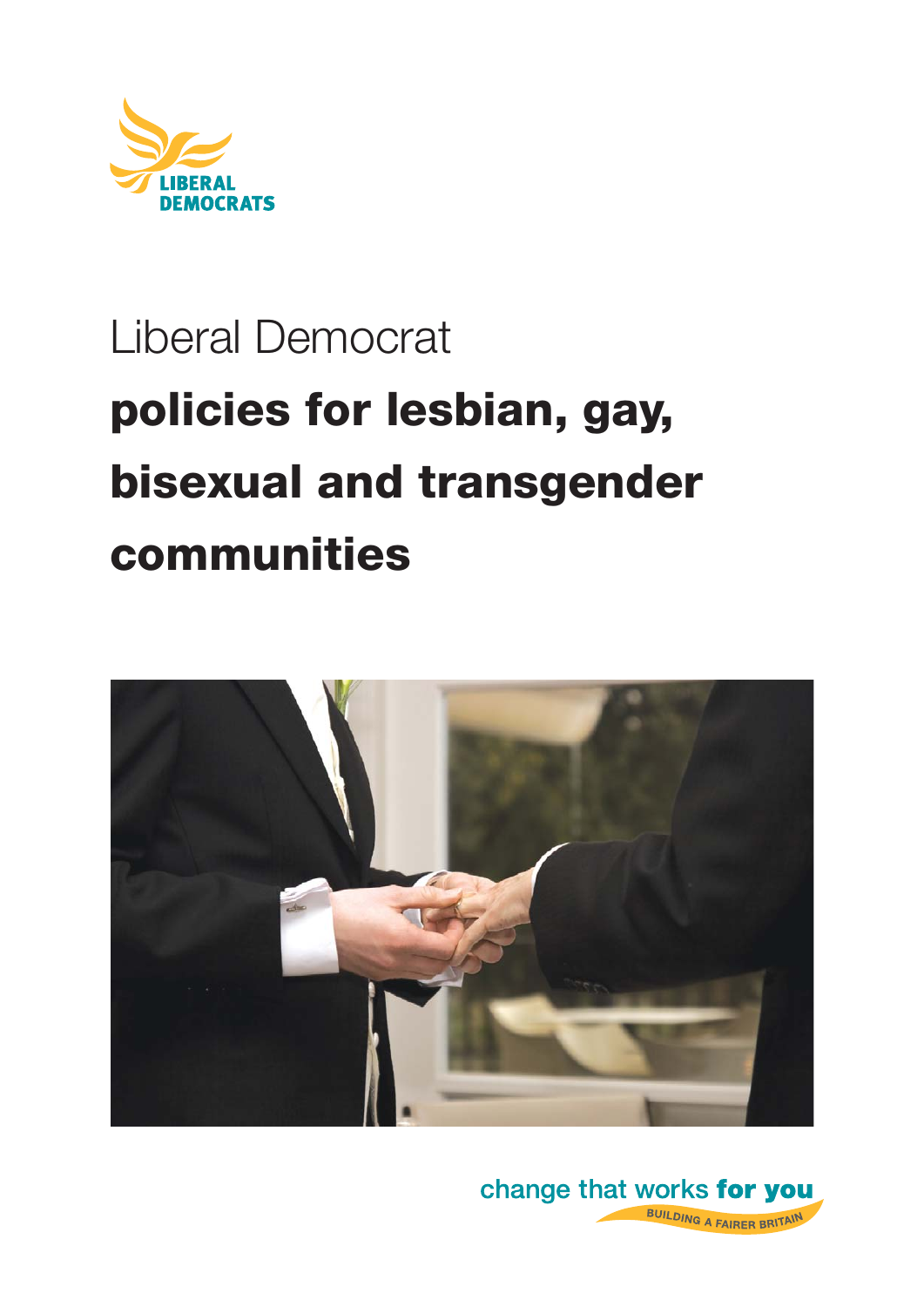LIBERAL DEMOCRATS

# Liberal Democrat **policies for lesbian, gay, bisexual and transgender communities**

change that works **for you**

BUILDING A FAIRER BRITAIN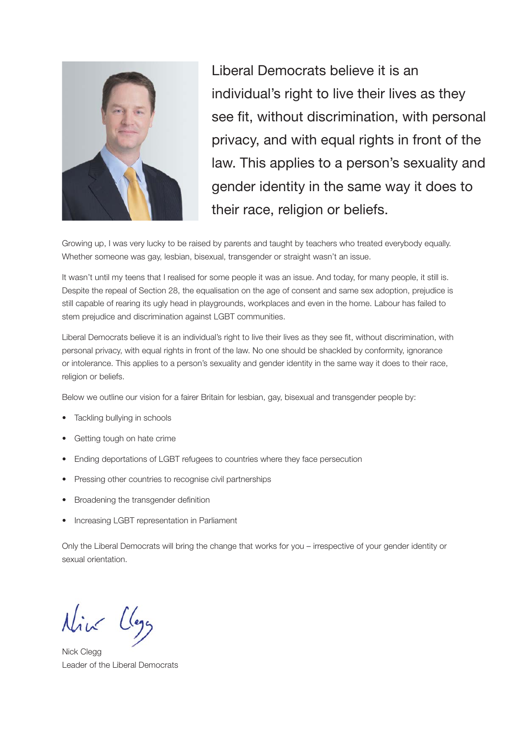Liberal Democrats believe it is an individual's right to live their lives as they see fit, without discrimination, with personal privacy, and with equal rights in front of the law. This applies to a person's sexuality and gender identity in the same way it does to their race, religion or beliefs.

Growing up, I was very lucky to be raised by parents and taught by teachers who treated everybody equally. Whether someone was gay, lesbian, bisexual, transgender or straight wasn't an issue.

It wasn't until my teens that I realised for some people it was an issue. And today, for many people, it still is. Despite the repeal of Section 28, the equalisation on the age of consent and same sex adoption, prejudice is still capable of rearing its ugly head in playgrounds, workplaces and even in the home. Labour has failed to stem prejudice and discrimination against LGBT communities.

Liberal Democrats believe it is an individual's right to live their lives as they see fit, without discrimination, with personal privacy, with equal rights in front of the law. No one should be shackled by conformity, ignorance or intolerance. This applies to a person's sexuality and gender identity in the same way it does to their race, religion or beliefs.

Below we outline our vision for a fairer Britain for lesbian, gay, bisexual and transgender people by:

- Tackling bullying in schools
- Getting tough on hate crime
- Ending deportations of LGBT refugees to countries where they face persecution
- Pressing other countries to recognise civil partnerships
- Broadening the transgender definition
- Increasing LGBT representation in Parliament

Only the Liberal Democrats will bring the change that works for you – irrespective of your gender identity or sexual orientation.

Nick Clegg
Leader of the Liberal Democrats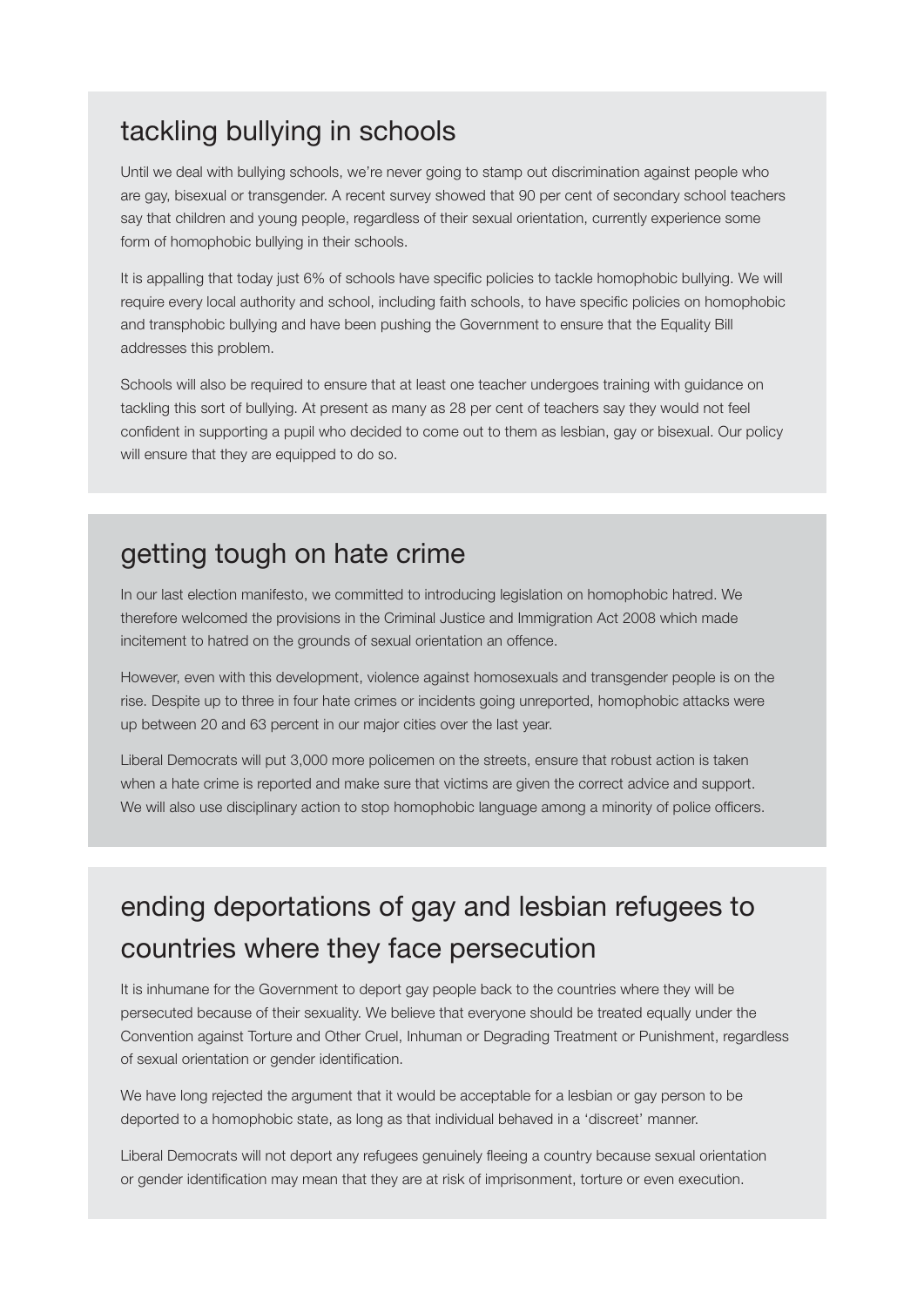## tackling bullying in schools

Until we deal with bullying schools, we're never going to stamp out discrimination against people who are gay, bisexual or transgender. A recent survey showed that 90 per cent of secondary school teachers say that children and young people, regardless of their sexual orientation, currently experience some form of homophobic bullying in their schools.

It is appalling that today just 6% of schools have specific policies to tackle homophobic bullying. We will require every local authority and school, including faith schools, to have specific policies on homophobic and transphobic bullying and have been pushing the Government to ensure that the Equality Bill addresses this problem.

Schools will also be required to ensure that at least one teacher undergoes training with guidance on tackling this sort of bullying. At present as many as 28 per cent of teachers say they would not feel confident in supporting a pupil who decided to come out to them as lesbian, gay or bisexual. Our policy will ensure that they are equipped to do so.

## getting tough on hate crime

In our last election manifesto, we committed to introducing legislation on homophobic hatred. We therefore welcomed the provisions in the Criminal Justice and Immigration Act 2008 which made incitement to hatred on the grounds of sexual orientation an offence.

However, even with this development, violence against homosexuals and transgender people is on the rise. Despite up to three in four hate crimes or incidents going unreported, homophobic attacks were up between 20 and 63 percent in our major cities over the last year.

Liberal Democrats will put 3,000 more policemen on the streets, ensure that robust action is taken when a hate crime is reported and make sure that victims are given the correct advice and support. We will also use disciplinary action to stop homophobic language among a minority of police officers.

## ending deportations of gay and lesbian refugees to countries where they face persecution

It is inhumane for the Government to deport gay people back to the countries where they will be persecuted because of their sexuality. We believe that everyone should be treated equally under the Convention against Torture and Other Cruel, Inhuman or Degrading Treatment or Punishment, regardless of sexual orientation or gender identification.

We have long rejected the argument that it would be acceptable for a lesbian or gay person to be deported to a homophobic state, as long as that individual behaved in a 'discreet' manner.

Liberal Democrats will not deport any refugees genuinely fleeing a country because sexual orientation or gender identification may mean that they are at risk of imprisonment, torture or even execution.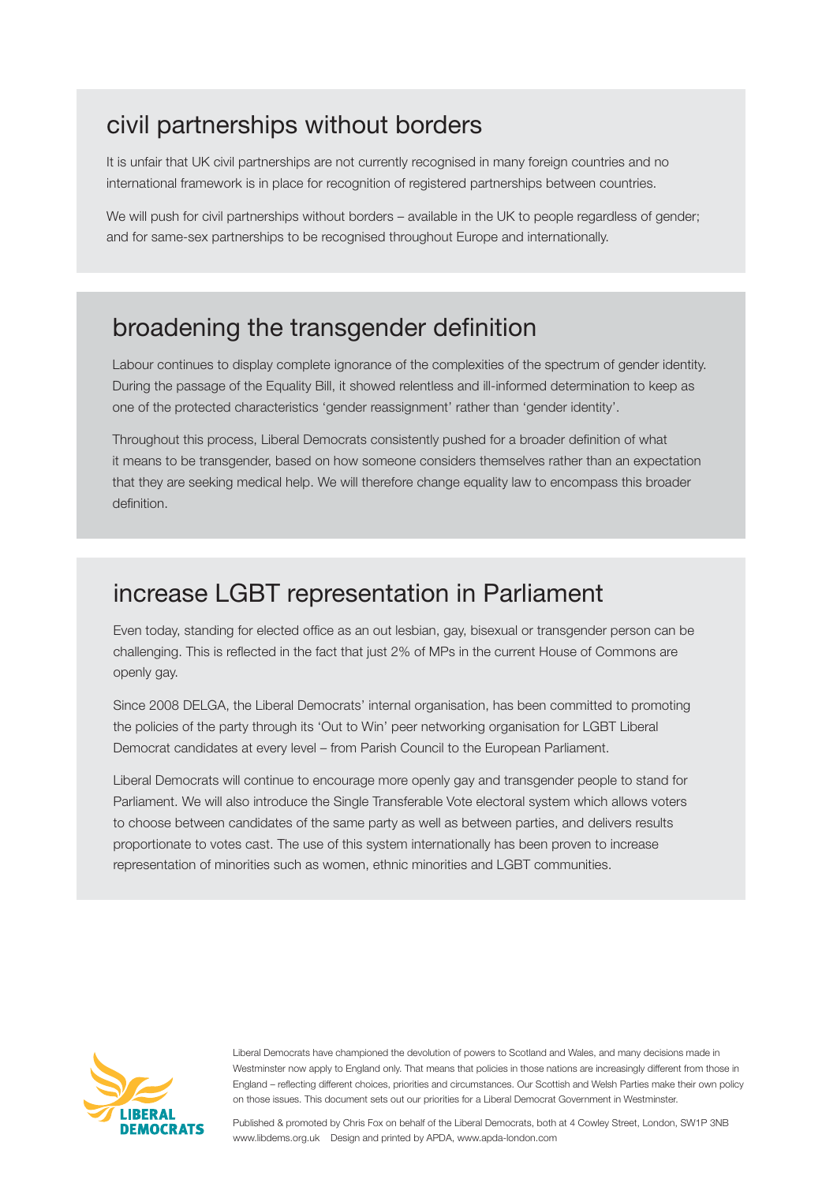## civil partnerships without borders

It is unfair that UK civil partnerships are not currently recognised in many foreign countries and no international framework is in place for recognition of registered partnerships between countries.

We will push for civil partnerships without borders – available in the UK to people regardless of gender; and for same-sex partnerships to be recognised throughout Europe and internationally.

## broadening the transgender definition

Labour continues to display complete ignorance of the complexities of the spectrum of gender identity. During the passage of the Equality Bill, it showed relentless and ill-informed determination to keep as one of the protected characteristics 'gender reassignment' rather than 'gender identity'.

Throughout this process, Liberal Democrats consistently pushed for a broader definition of what it means to be transgender, based on how someone considers themselves rather than an expectation that they are seeking medical help. We will therefore change equality law to encompass this broader definition.

## increase LGBT representation in Parliament

Even today, standing for elected office as an out lesbian, gay, bisexual or transgender person can be challenging. This is reflected in the fact that just 2% of MPs in the current House of Commons are openly gay.

Since 2008 DELGA, the Liberal Democrats' internal organisation, has been committed to promoting the policies of the party through its 'Out to Win' peer networking organisation for LGBT Liberal Democrat candidates at every level – from Parish Council to the European Parliament.

Liberal Democrats will continue to encourage more openly gay and transgender people to stand for Parliament. We will also introduce the Single Transferable Vote electoral system which allows voters to choose between candidates of the same party as well as between parties, and delivers results proportionate to votes cast. The use of this system internationally has been proven to increase representation of minorities such as women, ethnic minorities and LGBT communities.

LIBERAL DEMOCRATS

Liberal Democrats have championed the devolution of powers to Scotland and Wales, and many decisions made in Westminster now apply to England only. That means that policies in those nations are increasingly different from those in England – reflecting different choices, priorities and circumstances. Our Scottish and Welsh Parties make their own policy on those issues. This document sets out our priorities for a Liberal Democrat Government in Westminster.

Published & promoted by Chris Fox on behalf of the Liberal Democrats, both at 4 Cowley Street, London, SW1P 3NB
www.libdems.org.uk  Design and printed by APDA, www.apda-london.com